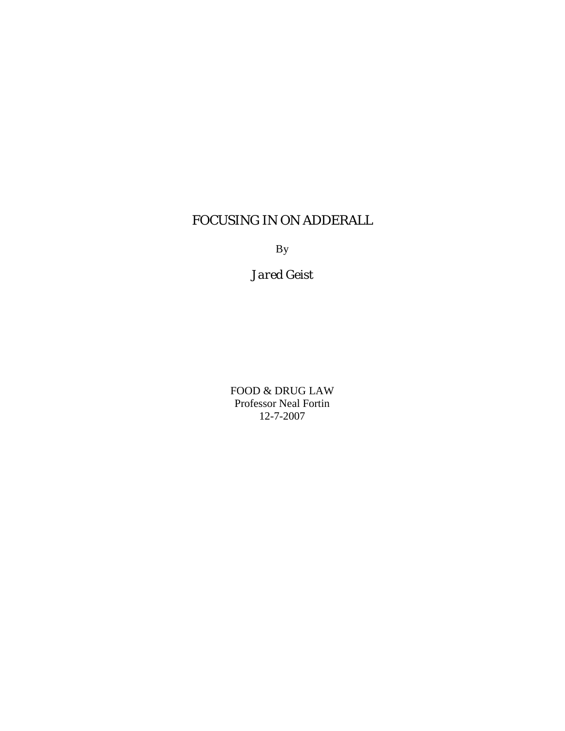# FOCUSING IN ON ADDERALL

By

*Jared Geist*

FOOD & DRUG LAW
Professor Neal Fortin
12-7-2007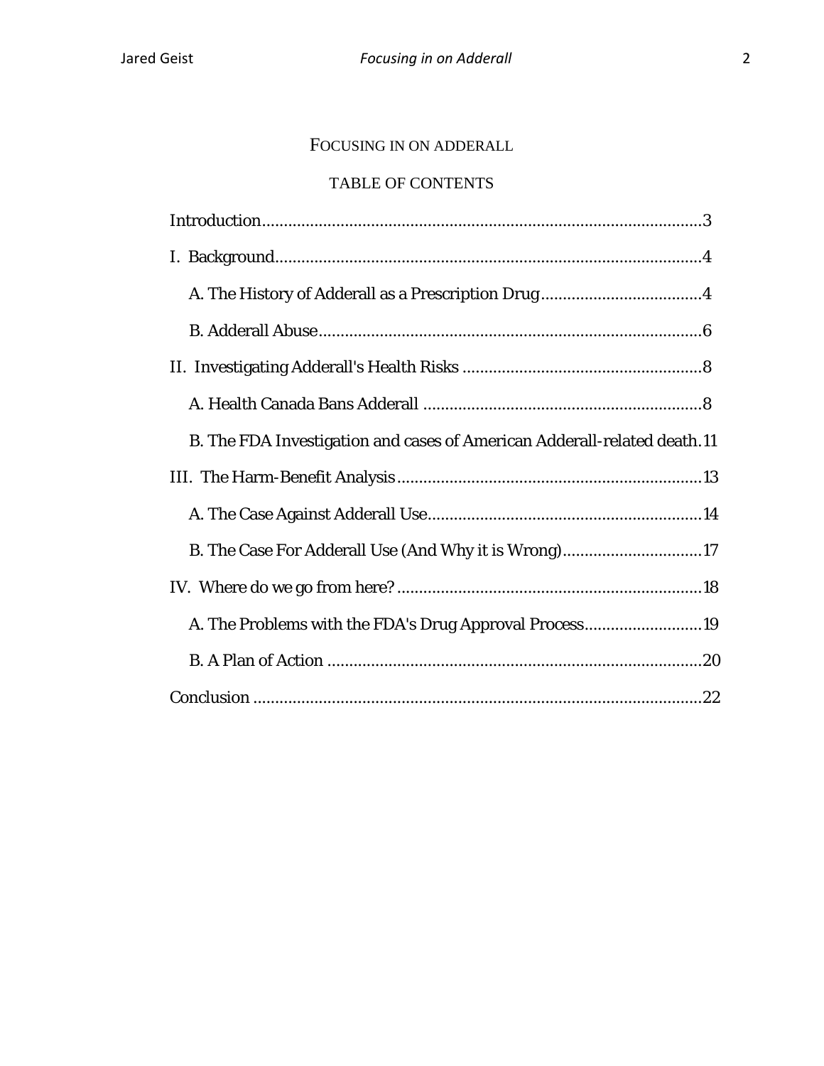# FOCUSING IN ON ADDERALL

## TABLE OF CONTENTS

Introduction....................................................................................................3

I. Background.................................................................................................4

&nbsp;&nbsp;&nbsp;&nbsp;A. The History of Adderall as a Prescription Drug.....................................4

&nbsp;&nbsp;&nbsp;&nbsp;B. Adderall Abuse.......................................................................................6

II. Investigating Adderall's Health Risks .......................................................8

&nbsp;&nbsp;&nbsp;&nbsp;A. Health Canada Bans Adderall ...............................................................8

&nbsp;&nbsp;&nbsp;&nbsp;B. The FDA Investigation and cases of American Adderall-related death.11

III. The Harm-Benefit Analysis.....................................................................13

&nbsp;&nbsp;&nbsp;&nbsp;A. The Case Against Adderall Use..............................................................14

&nbsp;&nbsp;&nbsp;&nbsp;B. The Case For Adderall Use (And Why it is Wrong)................................17

IV. Where do we go from here? ....................................................................18

&nbsp;&nbsp;&nbsp;&nbsp;A. The Problems with the FDA's Drug Approval Process...........................19

&nbsp;&nbsp;&nbsp;&nbsp;B. A Plan of Action .....................................................................................20

Conclusion .....................................................................................................22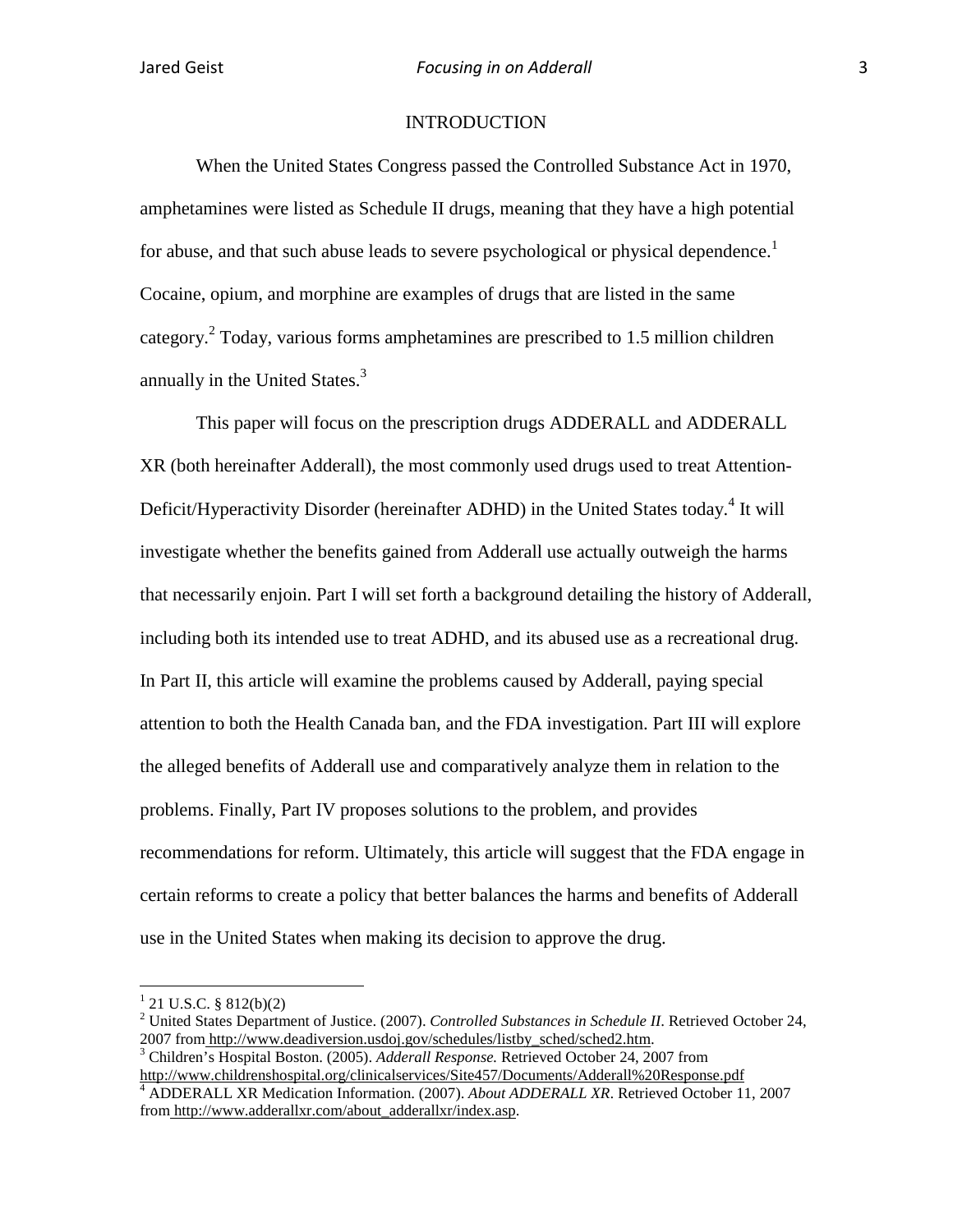## INTRODUCTION

When the United States Congress passed the Controlled Substance Act in 1970, amphetamines were listed as Schedule II drugs, meaning that they have a high potential for abuse, and that such abuse leads to severe psychological or physical dependence.[1] Cocaine, opium, and morphine are examples of drugs that are listed in the same category.[2] Today, various forms amphetamines are prescribed to 1.5 million children annually in the United States.[3]

This paper will focus on the prescription drugs ADDERALL and ADDERALL XR (both hereinafter Adderall), the most commonly used drugs used to treat Attention-Deficit/Hyperactivity Disorder (hereinafter ADHD) in the United States today.[4] It will investigate whether the benefits gained from Adderall use actually outweigh the harms that necessarily enjoin. Part I will set forth a background detailing the history of Adderall, including both its intended use to treat ADHD, and its abused use as a recreational drug. In Part II, this article will examine the problems caused by Adderall, paying special attention to both the Health Canada ban, and the FDA investigation. Part III will explore the alleged benefits of Adderall use and comparatively analyze them in relation to the problems. Finally, Part IV proposes solutions to the problem, and provides recommendations for reform. Ultimately, this article will suggest that the FDA engage in certain reforms to create a policy that better balances the harms and benefits of Adderall use in the United States when making its decision to approve the drug.

---

[1] 21 U.S.C. § 812(b)(2)

[2] United States Department of Justice. (2007). *Controlled Substances in Schedule II*. Retrieved October 24, 2007 from http://www.deadiversion.usdoj.gov/schedules/listby_sched/sched2.htm.

[3] Children's Hospital Boston. (2005). *Adderall Response.* Retrieved October 24, 2007 from http://www.childrenshospital.org/clinicalservices/Site457/Documents/Adderall%20Response.pdf

[4] ADDERALL XR Medication Information. (2007). *About ADDERALL XR*. Retrieved October 11, 2007 from http://www.adderallxr.com/about_adderallxr/index.asp.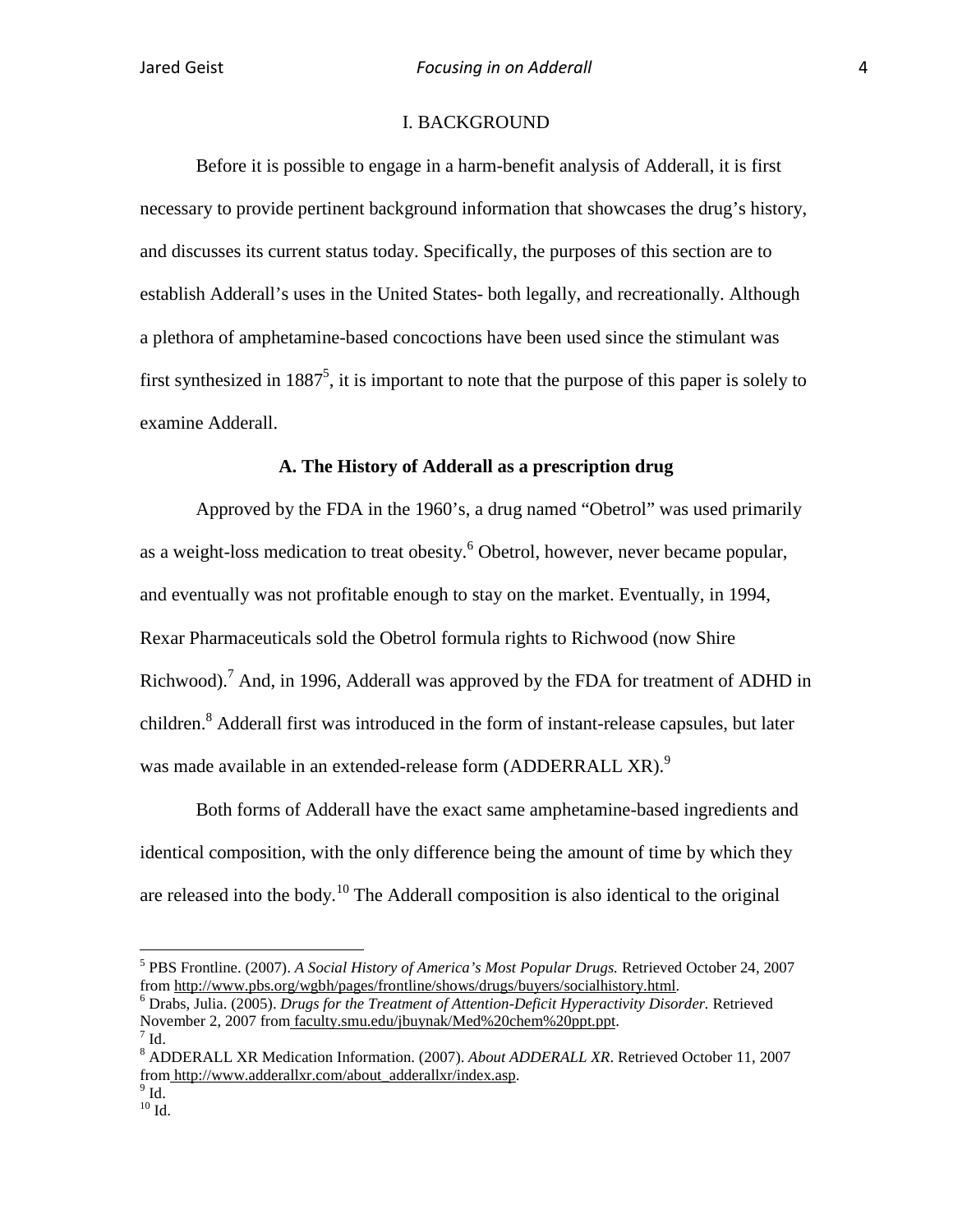# I. BACKGROUND

Before it is possible to engage in a harm-benefit analysis of Adderall, it is first necessary to provide pertinent background information that showcases the drug's history, and discusses its current status today. Specifically, the purposes of this section are to establish Adderall's uses in the United States- both legally, and recreationally. Although a plethora of amphetamine-based concoctions have been used since the stimulant was first synthesized in 1887[5], it is important to note that the purpose of this paper is solely to examine Adderall.

## A. The History of Adderall as a prescription drug

Approved by the FDA in the 1960's, a drug named "Obetrol" was used primarily as a weight-loss medication to treat obesity.[6] Obetrol, however, never became popular, and eventually was not profitable enough to stay on the market. Eventually, in 1994, Rexar Pharmaceuticals sold the Obetrol formula rights to Richwood (now Shire Richwood).[7] And, in 1996, Adderall was approved by the FDA for treatment of ADHD in children.[8] Adderall first was introduced in the form of instant-release capsules, but later was made available in an extended-release form (ADDERRALL XR).[9]

Both forms of Adderall have the exact same amphetamine-based ingredients and identical composition, with the only difference being the amount of time by which they are released into the body.[10] The Adderall composition is also identical to the original

---

[5] PBS Frontline. (2007). *A Social History of America's Most Popular Drugs.* Retrieved October 24, 2007 from http://www.pbs.org/wgbh/pages/frontline/shows/drugs/buyers/socialhistory.html.

[6] Drabs, Julia. (2005). *Drugs for the Treatment of Attention-Deficit Hyperactivity Disorder.* Retrieved November 2, 2007 from faculty.smu.edu/jbuynak/Med%20chem%20ppt.ppt.

[7] Id.

[8] ADDERALL XR Medication Information. (2007). *About ADDERALL XR*. Retrieved October 11, 2007 from http://www.adderallxr.com/about_adderallxr/index.asp.

[9] Id.

[10] Id.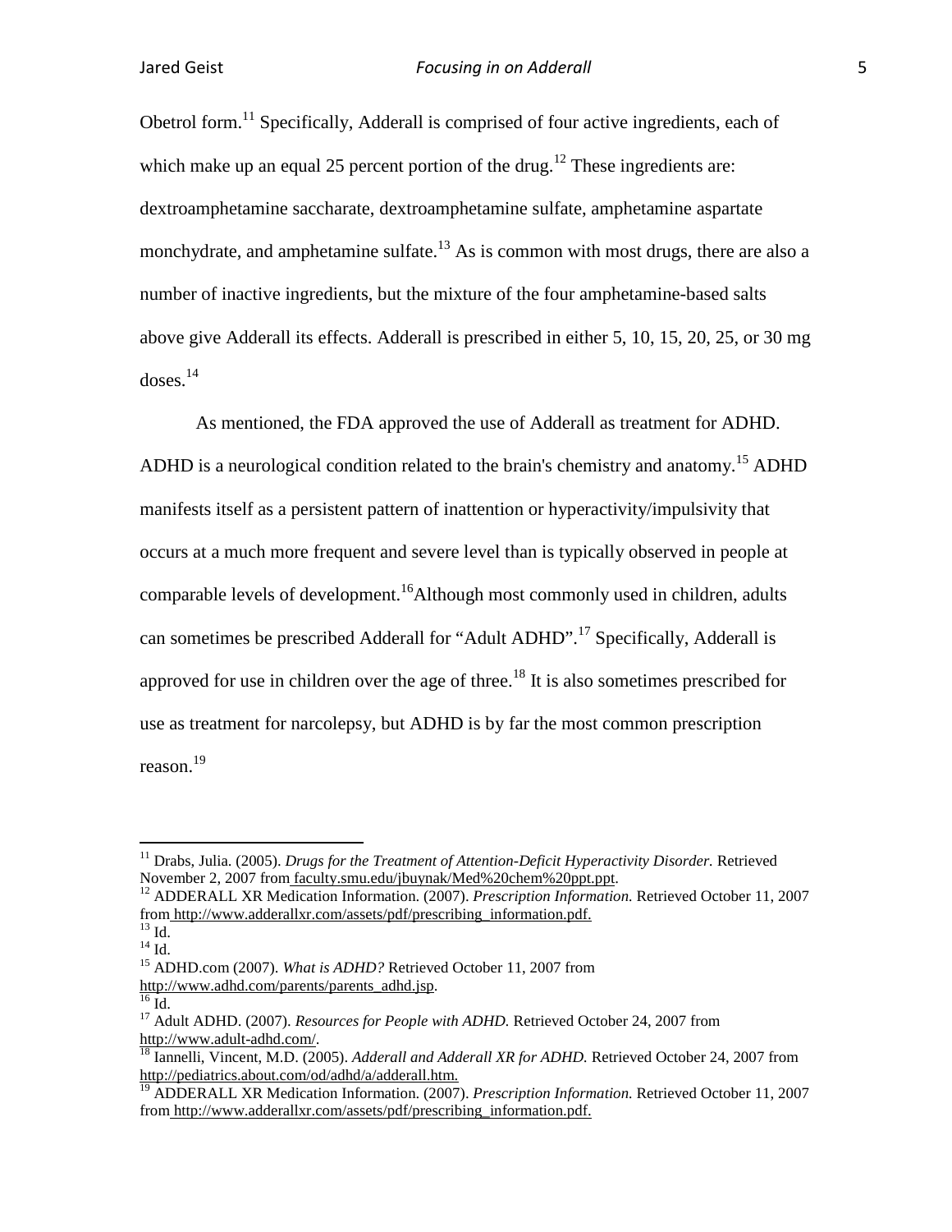Obetrol form.[11] Specifically, Adderall is comprised of four active ingredients, each of which make up an equal 25 percent portion of the drug.[12] These ingredients are: dextroamphetamine saccharate, dextroamphetamine sulfate, amphetamine aspartate monchydrate, and amphetamine sulfate.[13] As is common with most drugs, there are also a number of inactive ingredients, but the mixture of the four amphetamine-based salts above give Adderall its effects. Adderall is prescribed in either 5, 10, 15, 20, 25, or 30 mg doses.[14]

As mentioned, the FDA approved the use of Adderall as treatment for ADHD. ADHD is a neurological condition related to the brain's chemistry and anatomy.[15] ADHD manifests itself as a persistent pattern of inattention or hyperactivity/impulsivity that occurs at a much more frequent and severe level than is typically observed in people at comparable levels of development.[16]Although most commonly used in children, adults can sometimes be prescribed Adderall for "Adult ADHD".[17] Specifically, Adderall is approved for use in children over the age of three.[18] It is also sometimes prescribed for use as treatment for narcolepsy, but ADHD is by far the most common prescription reason.[19]

---

[11] Drabs, Julia. (2005). *Drugs for the Treatment of Attention-Deficit Hyperactivity Disorder.* Retrieved November 2, 2007 from faculty.smu.edu/jbuynak/Med%20chem%20ppt.ppt.

[12] ADDERALL XR Medication Information. (2007). *Prescription Information.* Retrieved October 11, 2007 from http://www.adderallxr.com/assets/pdf/prescribing_information.pdf.

[13] Id.

[14] Id.

[15] ADHD.com (2007). *What is ADHD?* Retrieved October 11, 2007 from http://www.adhd.com/parents/parents_adhd.jsp.

[16] Id.

[17] Adult ADHD. (2007). *Resources for People with ADHD.* Retrieved October 24, 2007 from http://www.adult-adhd.com/.

[18] Iannelli, Vincent, M.D. (2005). *Adderall and Adderall XR for ADHD.* Retrieved October 24, 2007 from http://pediatrics.about.com/od/adhd/a/adderall.htm.

[19] ADDERALL XR Medication Information. (2007). *Prescription Information.* Retrieved October 11, 2007 from http://www.adderallxr.com/assets/pdf/prescribing_information.pdf.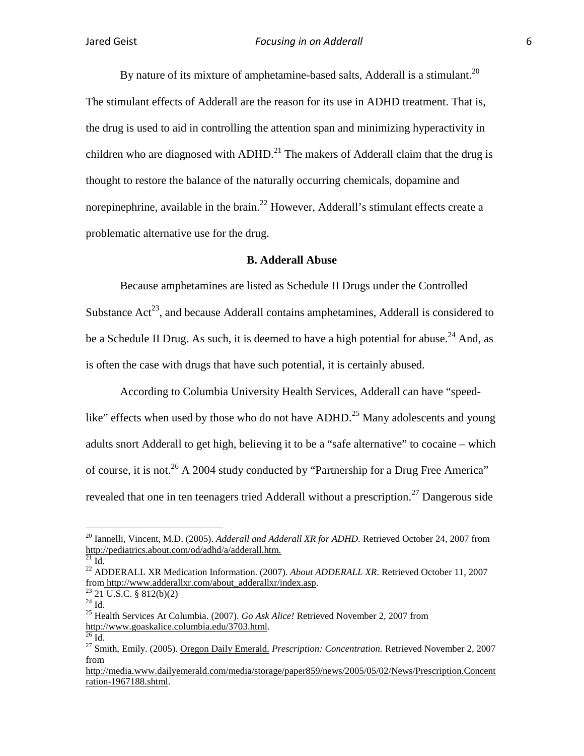By nature of its mixture of amphetamine-based salts, Adderall is a stimulant.[20] The stimulant effects of Adderall are the reason for its use in ADHD treatment. That is, the drug is used to aid in controlling the attention span and minimizing hyperactivity in children who are diagnosed with ADHD.[21] The makers of Adderall claim that the drug is thought to restore the balance of the naturally occurring chemicals, dopamine and norepinephrine, available in the brain.[22] However, Adderall's stimulant effects create a problematic alternative use for the drug.

### B. Adderall Abuse

Because amphetamines are listed as Schedule II Drugs under the Controlled Substance Act[23], and because Adderall contains amphetamines, Adderall is considered to be a Schedule II Drug. As such, it is deemed to have a high potential for abuse.[24] And, as is often the case with drugs that have such potential, it is certainly abused.

According to Columbia University Health Services, Adderall can have "speed-like" effects when used by those who do not have ADHD.[25] Many adolescents and young adults snort Adderall to get high, believing it to be a "safe alternative" to cocaine – which of course, it is not.[26] A 2004 study conducted by "Partnership for a Drug Free America" revealed that one in ten teenagers tried Adderall without a prescription.[27] Dangerous side

---

[20] Iannelli, Vincent, M.D. (2005). *Adderall and Adderall XR for ADHD.* Retrieved October 24, 2007 from http://pediatrics.about.com/od/adhd/a/adderall.htm.

[21] Id.

[22] ADDERALL XR Medication Information. (2007). *About ADDERALL XR*. Retrieved October 11, 2007 from http://www.adderallxr.com/about_adderallxr/index.asp.

[23] 21 U.S.C. § 812(b)(2)

[24] Id.

[25] Health Services At Columbia. (2007). *Go Ask Alice!* Retrieved November 2, 2007 from http://www.goaskalice.columbia.edu/3703.html.

[26] Id.

[27] Smith, Emily. (2005). Oregon Daily Emerald. *Prescription: Concentration.* Retrieved November 2, 2007 from http://media.www.dailyemerald.com/media/storage/paper859/news/2005/05/02/News/Prescription.Concentration-1967188.shtml.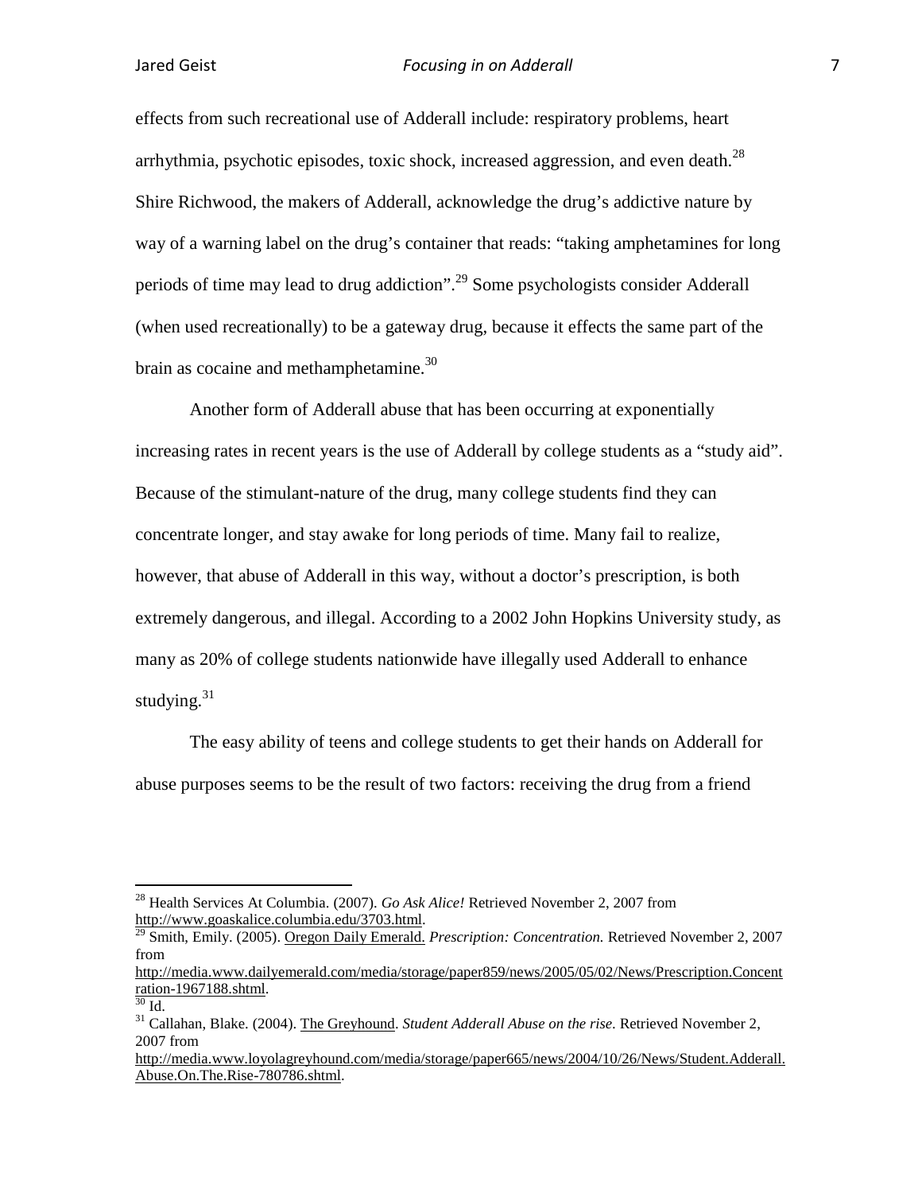effects from such recreational use of Adderall include: respiratory problems, heart arrhythmia, psychotic episodes, toxic shock, increased aggression, and even death.[28] Shire Richwood, the makers of Adderall, acknowledge the drug's addictive nature by way of a warning label on the drug's container that reads: "taking amphetamines for long periods of time may lead to drug addiction".[29] Some psychologists consider Adderall (when used recreationally) to be a gateway drug, because it effects the same part of the brain as cocaine and methamphetamine.[30]

Another form of Adderall abuse that has been occurring at exponentially increasing rates in recent years is the use of Adderall by college students as a "study aid". Because of the stimulant-nature of the drug, many college students find they can concentrate longer, and stay awake for long periods of time. Many fail to realize, however, that abuse of Adderall in this way, without a doctor's prescription, is both extremely dangerous, and illegal. According to a 2002 John Hopkins University study, as many as 20% of college students nationwide have illegally used Adderall to enhance studying.[31]

The easy ability of teens and college students to get their hands on Adderall for abuse purposes seems to be the result of two factors: receiving the drug from a friend

---

[28] Health Services At Columbia. (2007). *Go Ask Alice!* Retrieved November 2, 2007 from http://www.goaskalice.columbia.edu/3703.html.

[29] Smith, Emily. (2005). Oregon Daily Emerald. *Prescription: Concentration.* Retrieved November 2, 2007 from http://media.www.dailyemerald.com/media/storage/paper859/news/2005/05/02/News/Prescription.Concentration-1967188.shtml.

[30] Id.

[31] Callahan, Blake. (2004). The Greyhound. *Student Adderall Abuse on the rise.* Retrieved November 2, 2007 from http://media.www.loyolagreyhound.com/media/storage/paper665/news/2004/10/26/News/Student.Adderall.Abuse.On.The.Rise-780786.shtml.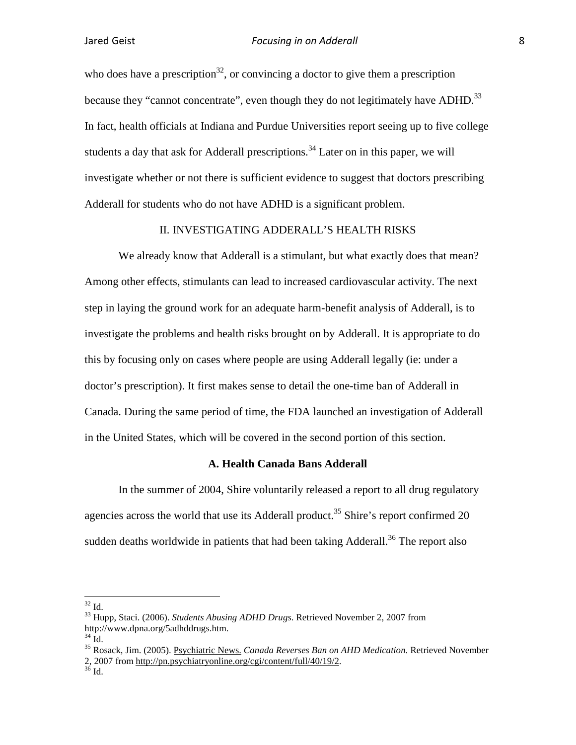who does have a prescription[32], or convincing a doctor to give them a prescription because they "cannot concentrate", even though they do not legitimately have ADHD.[33] In fact, health officials at Indiana and Purdue Universities report seeing up to five college students a day that ask for Adderall prescriptions.[34] Later on in this paper, we will investigate whether or not there is sufficient evidence to suggest that doctors prescribing Adderall for students who do not have ADHD is a significant problem.

## II. INVESTIGATING ADDERALL'S HEALTH RISKS

We already know that Adderall is a stimulant, but what exactly does that mean? Among other effects, stimulants can lead to increased cardiovascular activity. The next step in laying the ground work for an adequate harm-benefit analysis of Adderall, is to investigate the problems and health risks brought on by Adderall. It is appropriate to do this by focusing only on cases where people are using Adderall legally (ie: under a doctor's prescription). It first makes sense to detail the one-time ban of Adderall in Canada. During the same period of time, the FDA launched an investigation of Adderall in the United States, which will be covered in the second portion of this section.

### A. Health Canada Bans Adderall

In the summer of 2004, Shire voluntarily released a report to all drug regulatory agencies across the world that use its Adderall product.[35] Shire's report confirmed 20 sudden deaths worldwide in patients that had been taking Adderall.[36] The report also

---

[32] Id.
[33] Hupp, Staci. (2006). *Students Abusing ADHD Drugs.* Retrieved November 2, 2007 from http://www.dpna.org/5adhddrugs.htm.
[34] Id.
[35] Rosack, Jim. (2005). Psychiatric News. *Canada Reverses Ban on AHD Medication.* Retrieved November 2, 2007 from http://pn.psychiatryonline.org/cgi/content/full/40/19/2.
[36] Id.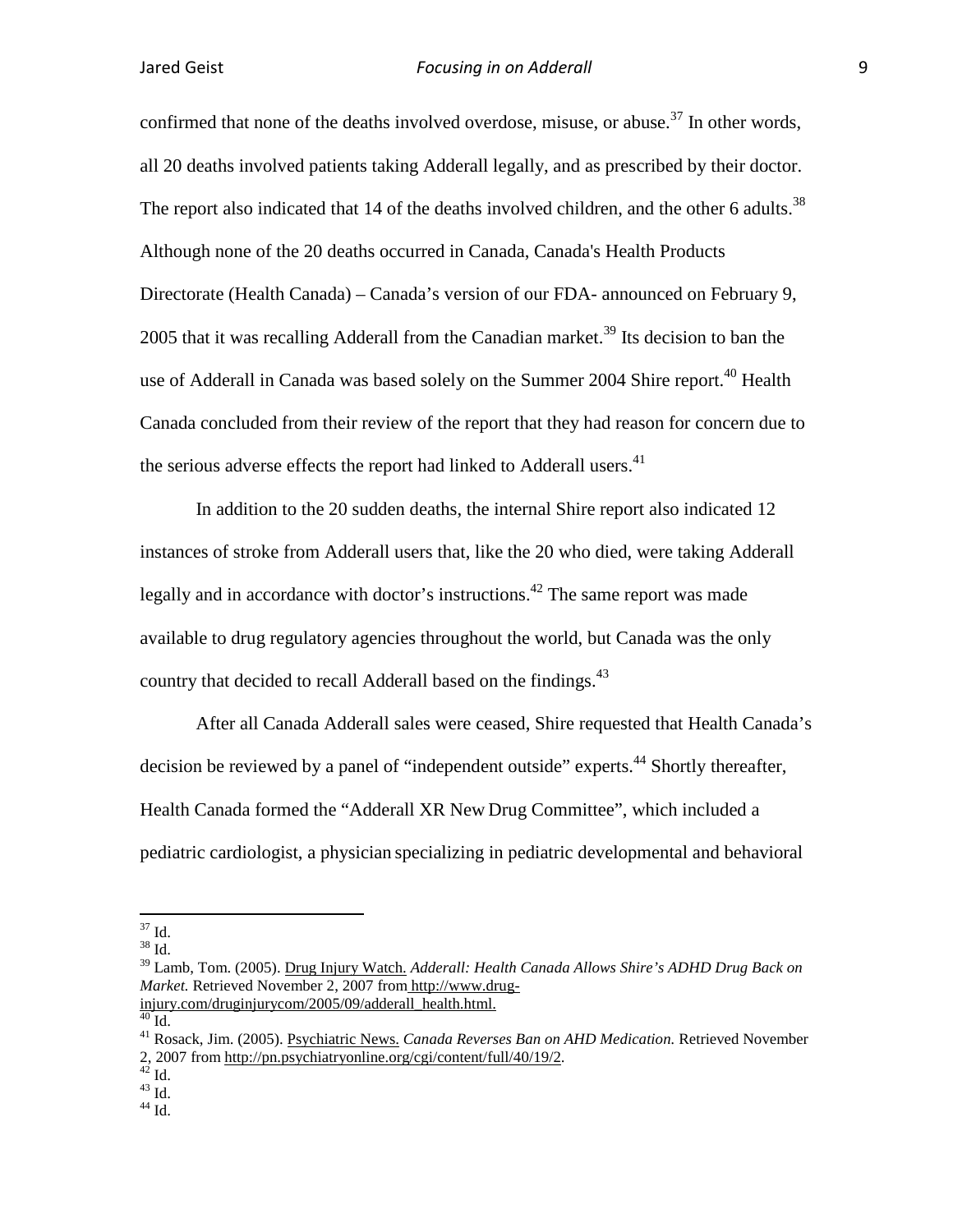confirmed that none of the deaths involved overdose, misuse, or abuse.[37] In other words, all 20 deaths involved patients taking Adderall legally, and as prescribed by their doctor. The report also indicated that 14 of the deaths involved children, and the other 6 adults.[38] Although none of the 20 deaths occurred in Canada, Canada's Health Products Directorate (Health Canada) – Canada's version of our FDA- announced on February 9, 2005 that it was recalling Adderall from the Canadian market.[39] Its decision to ban the use of Adderall in Canada was based solely on the Summer 2004 Shire report.[40] Health Canada concluded from their review of the report that they had reason for concern due to the serious adverse effects the report had linked to Adderall users.[41]

In addition to the 20 sudden deaths, the internal Shire report also indicated 12 instances of stroke from Adderall users that, like the 20 who died, were taking Adderall legally and in accordance with doctor's instructions.[42] The same report was made available to drug regulatory agencies throughout the world, but Canada was the only country that decided to recall Adderall based on the findings.[43]

After all Canada Adderall sales were ceased, Shire requested that Health Canada's decision be reviewed by a panel of "independent outside" experts.[44] Shortly thereafter, Health Canada formed the "Adderall XR New Drug Committee", which included a pediatric cardiologist, a physician specializing in pediatric developmental and behavioral

---

[37] Id.

[38] Id.

[39] Lamb, Tom. (2005). Drug Injury Watch. *Adderall: Health Canada Allows Shire's ADHD Drug Back on Market.* Retrieved November 2, 2007 from http://www.drug-injury.com/druginjurycom/2005/09/adderall_health.html.

[40] Id.

[41] Rosack, Jim. (2005). Psychiatric News. *Canada Reverses Ban on AHD Medication.* Retrieved November 2, 2007 from http://pn.psychiatryonline.org/cgi/content/full/40/19/2.

[42] Id.

[43] Id.

[44] Id.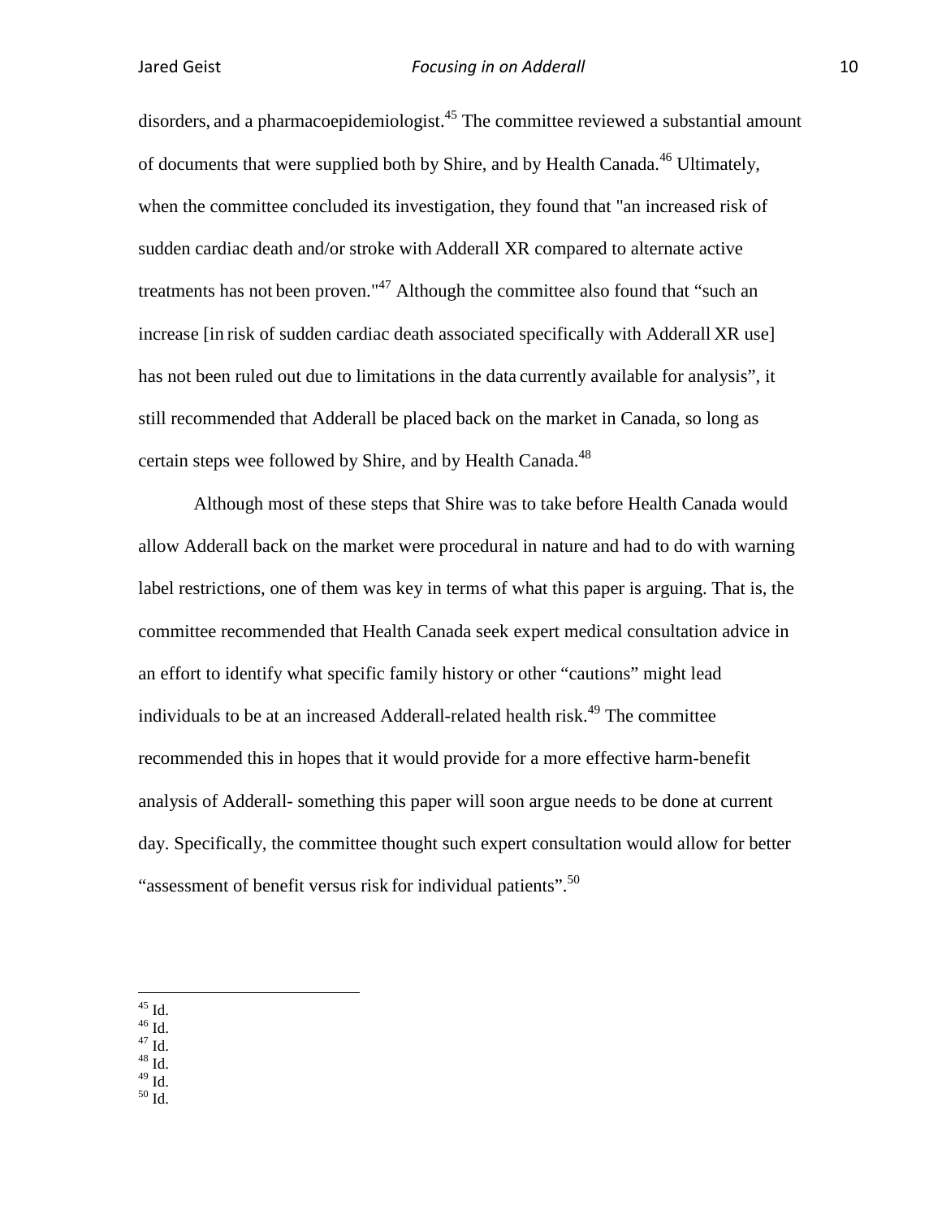disorders, and a pharmacoepidemiologist.[45] The committee reviewed a substantial amount of documents that were supplied both by Shire, and by Health Canada.[46] Ultimately, when the committee concluded its investigation, they found that "an increased risk of sudden cardiac death and/or stroke with Adderall XR compared to alternate active treatments has not been proven."[47] Although the committee also found that "such an increase [in risk of sudden cardiac death associated specifically with Adderall XR use] has not been ruled out due to limitations in the data currently available for analysis", it still recommended that Adderall be placed back on the market in Canada, so long as certain steps wee followed by Shire, and by Health Canada.[48]

Although most of these steps that Shire was to take before Health Canada would allow Adderall back on the market were procedural in nature and had to do with warning label restrictions, one of them was key in terms of what this paper is arguing. That is, the committee recommended that Health Canada seek expert medical consultation advice in an effort to identify what specific family history or other "cautions" might lead individuals to be at an increased Adderall-related health risk.[49] The committee recommended this in hopes that it would provide for a more effective harm-benefit analysis of Adderall- something this paper will soon argue needs to be done at current day. Specifically, the committee thought such expert consultation would allow for better "assessment of benefit versus risk for individual patients".[50]

---

[45] Id.
[46] Id.
[47] Id.
[48] Id.
[49] Id.
[50] Id.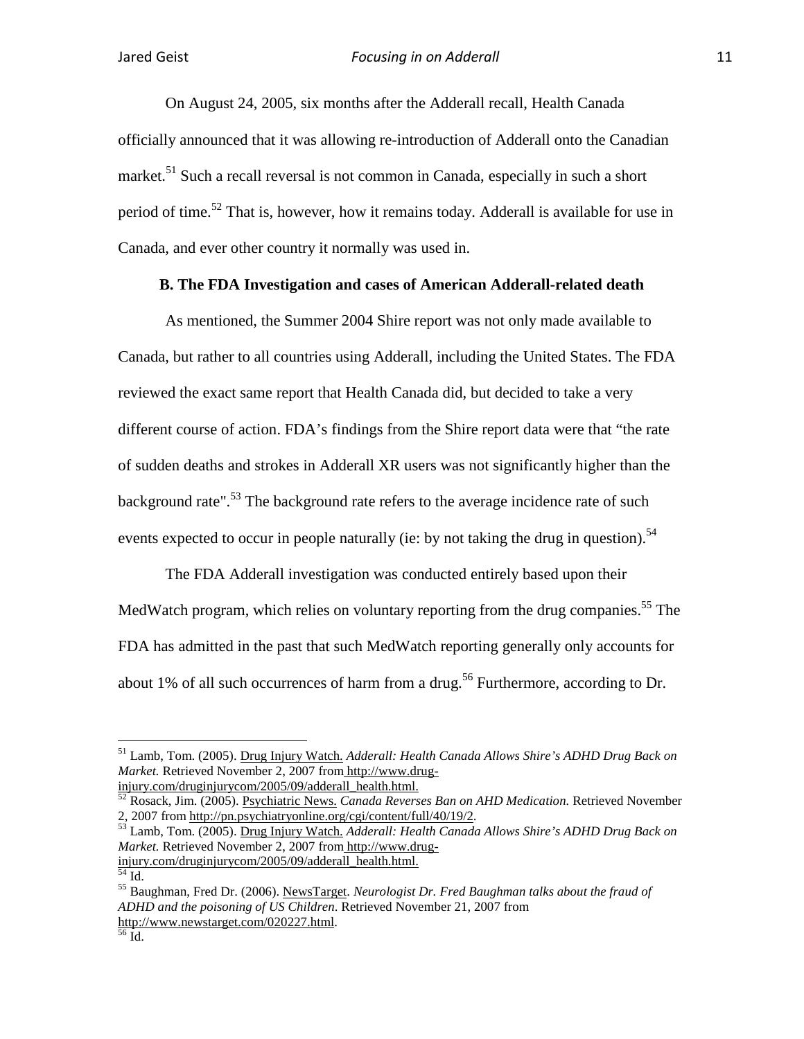On August 24, 2005, six months after the Adderall recall, Health Canada officially announced that it was allowing re-introduction of Adderall onto the Canadian market.[51] Such a recall reversal is not common in Canada, especially in such a short period of time.[52] That is, however, how it remains today. Adderall is available for use in Canada, and ever other country it normally was used in.

### B. The FDA Investigation and cases of American Adderall-related death

As mentioned, the Summer 2004 Shire report was not only made available to Canada, but rather to all countries using Adderall, including the United States. The FDA reviewed the exact same report that Health Canada did, but decided to take a very different course of action. FDA's findings from the Shire report data were that "the rate of sudden deaths and strokes in Adderall XR users was not significantly higher than the background rate".[53] The background rate refers to the average incidence rate of such events expected to occur in people naturally (ie: by not taking the drug in question).[54]

The FDA Adderall investigation was conducted entirely based upon their MedWatch program, which relies on voluntary reporting from the drug companies.[55] The FDA has admitted in the past that such MedWatch reporting generally only accounts for about 1% of all such occurrences of harm from a drug.[56] Furthermore, according to Dr.

---

[51] Lamb, Tom. (2005). Drug Injury Watch. *Adderall: Health Canada Allows Shire's ADHD Drug Back on Market.* Retrieved November 2, 2007 from http://www.drug-injury.com/druginjurycom/2005/09/adderall_health.html.

[52] Rosack, Jim. (2005). Psychiatric News. *Canada Reverses Ban on AHD Medication.* Retrieved November 2, 2007 from http://pn.psychiatryonline.org/cgi/content/full/40/19/2.

[53] Lamb, Tom. (2005). Drug Injury Watch. *Adderall: Health Canada Allows Shire's ADHD Drug Back on Market.* Retrieved November 2, 2007 from http://www.drug-injury.com/druginjurycom/2005/09/adderall_health.html.

[54] Id.

[55] Baughman, Fred Dr. (2006). NewsTarget. *Neurologist Dr. Fred Baughman talks about the fraud of ADHD and the poisoning of US Children*. Retrieved November 21, 2007 from http://www.newstarget.com/020227.html.

[56] Id.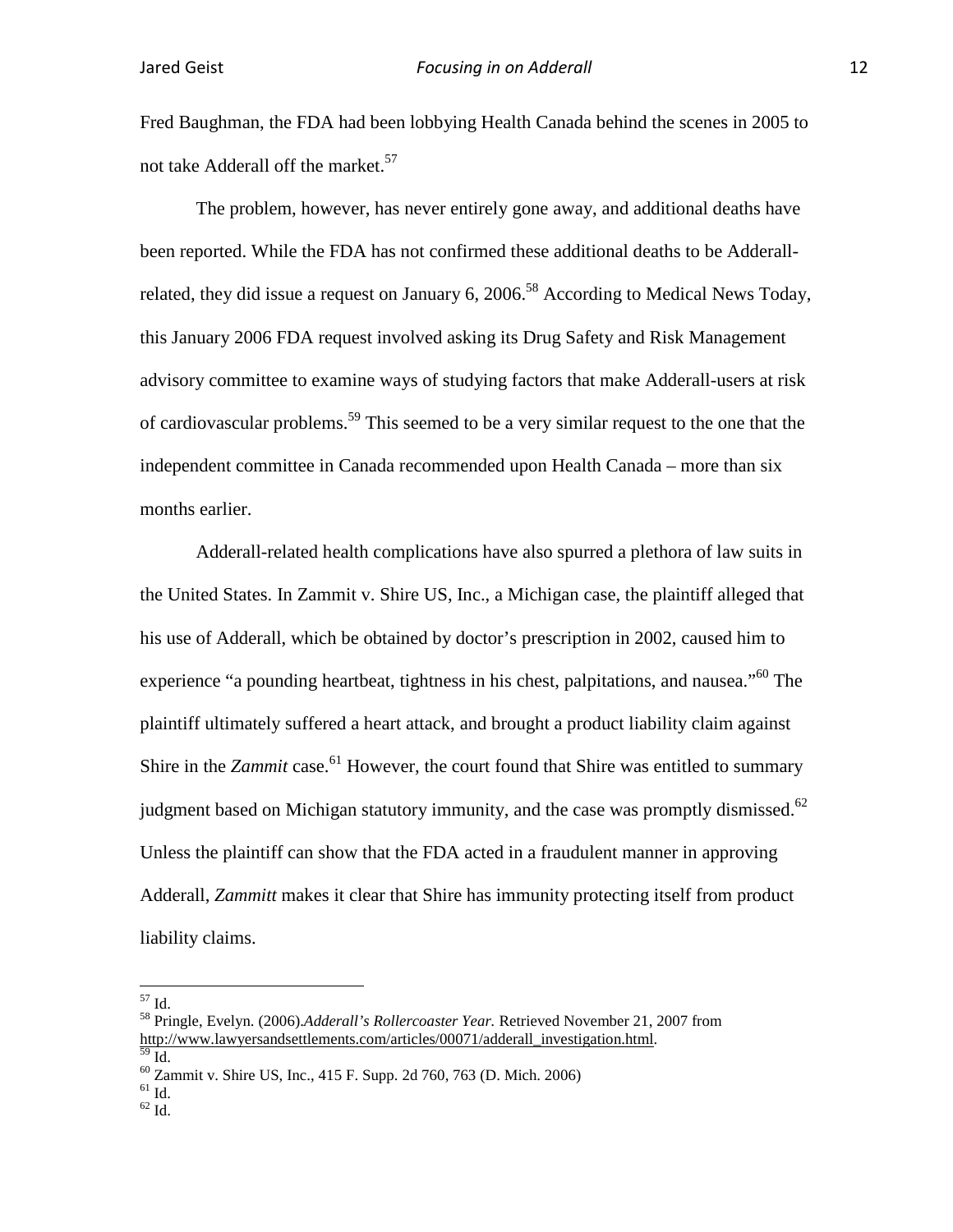Fred Baughman, the FDA had been lobbying Health Canada behind the scenes in 2005 to not take Adderall off the market.[57]

The problem, however, has never entirely gone away, and additional deaths have been reported. While the FDA has not confirmed these additional deaths to be Adderall-related, they did issue a request on January 6, 2006.[58] According to Medical News Today, this January 2006 FDA request involved asking its Drug Safety and Risk Management advisory committee to examine ways of studying factors that make Adderall-users at risk of cardiovascular problems.[59] This seemed to be a very similar request to the one that the independent committee in Canada recommended upon Health Canada – more than six months earlier.

Adderall-related health complications have also spurred a plethora of law suits in the United States. In Zammit v. Shire US, Inc., a Michigan case, the plaintiff alleged that his use of Adderall, which be obtained by doctor's prescription in 2002, caused him to experience "a pounding heartbeat, tightness in his chest, palpitations, and nausea."[60] The plaintiff ultimately suffered a heart attack, and brought a product liability claim against Shire in the *Zammit* case.[61] However, the court found that Shire was entitled to summary judgment based on Michigan statutory immunity, and the case was promptly dismissed.[62] Unless the plaintiff can show that the FDA acted in a fraudulent manner in approving Adderall, *Zammitt* makes it clear that Shire has immunity protecting itself from product liability claims.

---

[57] Id.

[58] Pringle, Evelyn. (2006).*Adderall's Rollercoaster Year.* Retrieved November 21, 2007 from http://www.lawyersandsettlements.com/articles/00071/adderall_investigation.html.

[59] Id.

[60] Zammit v. Shire US, Inc., 415 F. Supp. 2d 760, 763 (D. Mich. 2006)

[61] Id.

[62] Id.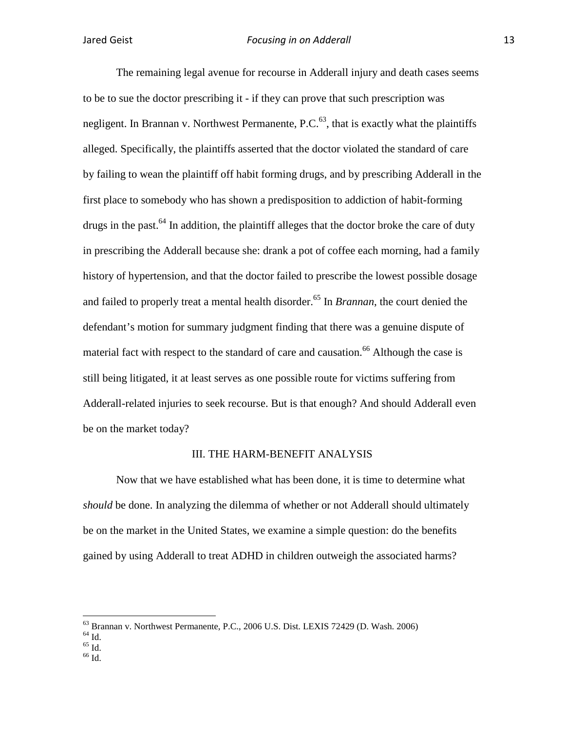The remaining legal avenue for recourse in Adderall injury and death cases seems to be to sue the doctor prescribing it - if they can prove that such prescription was negligent. In Brannan v. Northwest Permanente, P.C.[63], that is exactly what the plaintiffs alleged. Specifically, the plaintiffs asserted that the doctor violated the standard of care by failing to wean the plaintiff off habit forming drugs, and by prescribing Adderall in the first place to somebody who has shown a predisposition to addiction of habit-forming drugs in the past.[64] In addition, the plaintiff alleges that the doctor broke the care of duty in prescribing the Adderall because she: drank a pot of coffee each morning, had a family history of hypertension, and that the doctor failed to prescribe the lowest possible dosage and failed to properly treat a mental health disorder.[65] In *Brannan*, the court denied the defendant's motion for summary judgment finding that there was a genuine dispute of material fact with respect to the standard of care and causation.[66] Although the case is still being litigated, it at least serves as one possible route for victims suffering from Adderall-related injuries to seek recourse. But is that enough? And should Adderall even be on the market today?

## III. THE HARM-BENEFIT ANALYSIS

Now that we have established what has been done, it is time to determine what *should* be done. In analyzing the dilemma of whether or not Adderall should ultimately be on the market in the United States, we examine a simple question: do the benefits gained by using Adderall to treat ADHD in children outweigh the associated harms?

---

[63] Brannan v. Northwest Permanente, P.C., 2006 U.S. Dist. LEXIS 72429 (D. Wash. 2006)
[64] Id.
[65] Id.
[66] Id.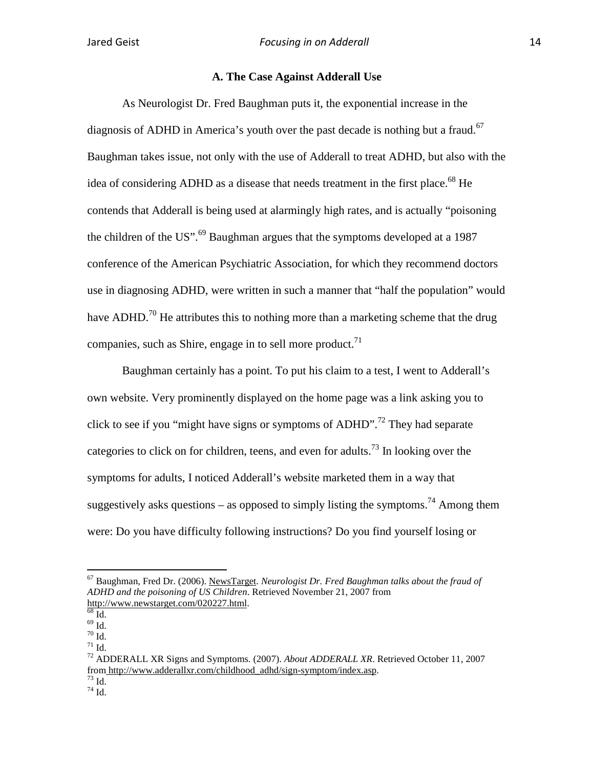### A. The Case Against Adderall Use

As Neurologist Dr. Fred Baughman puts it, the exponential increase in the diagnosis of ADHD in America's youth over the past decade is nothing but a fraud.[67] Baughman takes issue, not only with the use of Adderall to treat ADHD, but also with the idea of considering ADHD as a disease that needs treatment in the first place.[68] He contends that Adderall is being used at alarmingly high rates, and is actually "poisoning the children of the US".[69] Baughman argues that the symptoms developed at a 1987 conference of the American Psychiatric Association, for which they recommend doctors use in diagnosing ADHD, were written in such a manner that "half the population" would have ADHD.[70] He attributes this to nothing more than a marketing scheme that the drug companies, such as Shire, engage in to sell more product.[71]

Baughman certainly has a point. To put his claim to a test, I went to Adderall's own website. Very prominently displayed on the home page was a link asking you to click to see if you "might have signs or symptoms of ADHD".[72] They had separate categories to click on for children, teens, and even for adults.[73] In looking over the symptoms for adults, I noticed Adderall's website marketed them in a way that suggestively asks questions – as opposed to simply listing the symptoms.[74] Among them were: Do you have difficulty following instructions? Do you find yourself losing or

---

[67] Baughman, Fred Dr. (2006). NewsTarget. *Neurologist Dr. Fred Baughman talks about the fraud of ADHD and the poisoning of US Children*. Retrieved November 21, 2007 from http://www.newstarget.com/020227.html.

[68] Id.

[69] Id.

[70] Id.

[71] Id.

[72] ADDERALL XR Signs and Symptoms. (2007). *About ADDERALL XR*. Retrieved October 11, 2007 from http://www.adderallxr.com/childhood_adhd/sign-symptom/index.asp.

[73] Id.

[74] Id.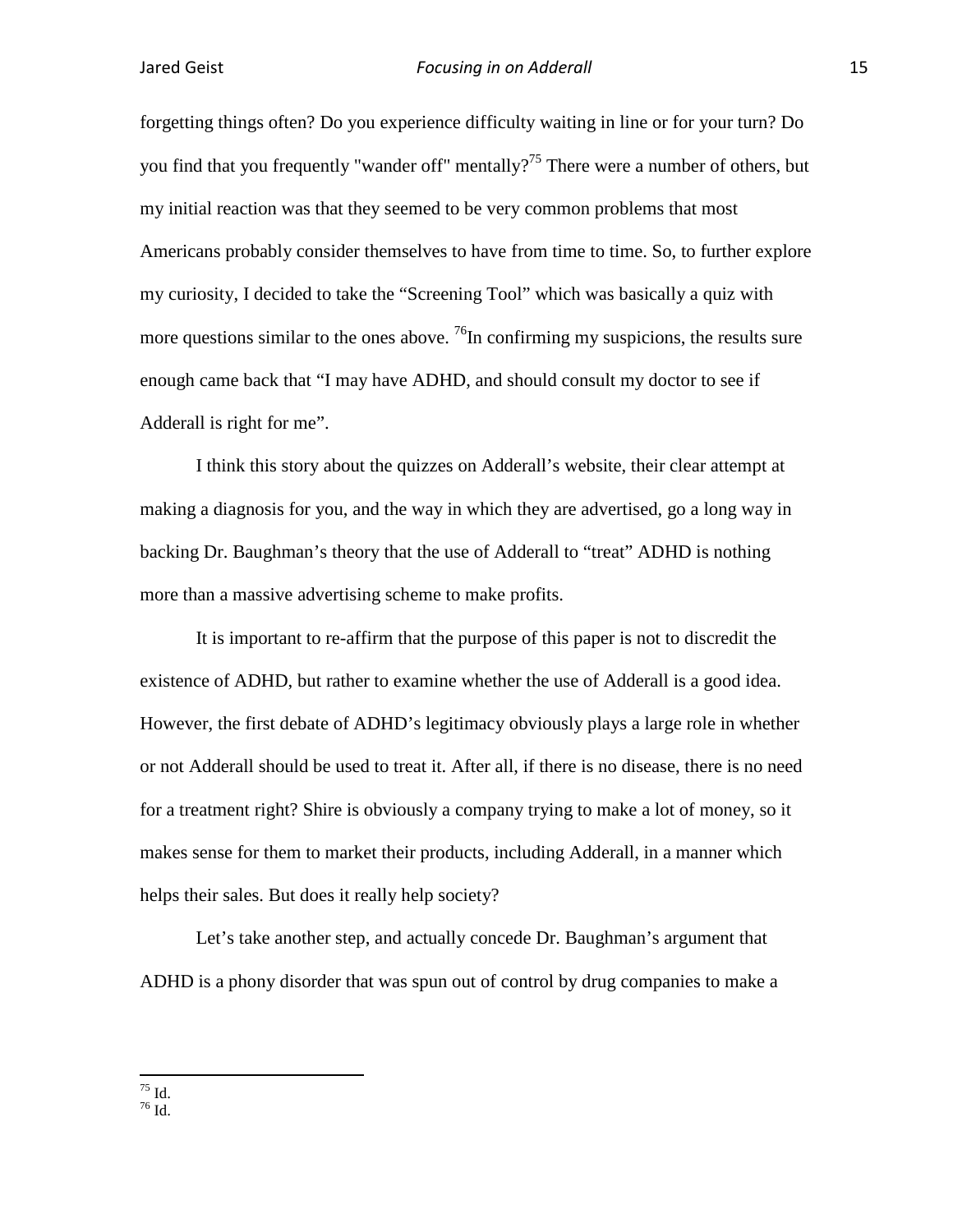forgetting things often? Do you experience difficulty waiting in line or for your turn? Do you find that you frequently "wander off" mentally?[75] There were a number of others, but my initial reaction was that they seemed to be very common problems that most Americans probably consider themselves to have from time to time. So, to further explore my curiosity, I decided to take the "Screening Tool" which was basically a quiz with more questions similar to the ones above. [76]In confirming my suspicions, the results sure enough came back that "I may have ADHD, and should consult my doctor to see if Adderall is right for me".

I think this story about the quizzes on Adderall's website, their clear attempt at making a diagnosis for you, and the way in which they are advertised, go a long way in backing Dr. Baughman's theory that the use of Adderall to "treat" ADHD is nothing more than a massive advertising scheme to make profits.

It is important to re-affirm that the purpose of this paper is not to discredit the existence of ADHD, but rather to examine whether the use of Adderall is a good idea. However, the first debate of ADHD's legitimacy obviously plays a large role in whether or not Adderall should be used to treat it. After all, if there is no disease, there is no need for a treatment right? Shire is obviously a company trying to make a lot of money, so it makes sense for them to market their products, including Adderall, in a manner which helps their sales. But does it really help society?

Let's take another step, and actually concede Dr. Baughman's argument that ADHD is a phony disorder that was spun out of control by drug companies to make a

---

[75] Id.
[76] Id.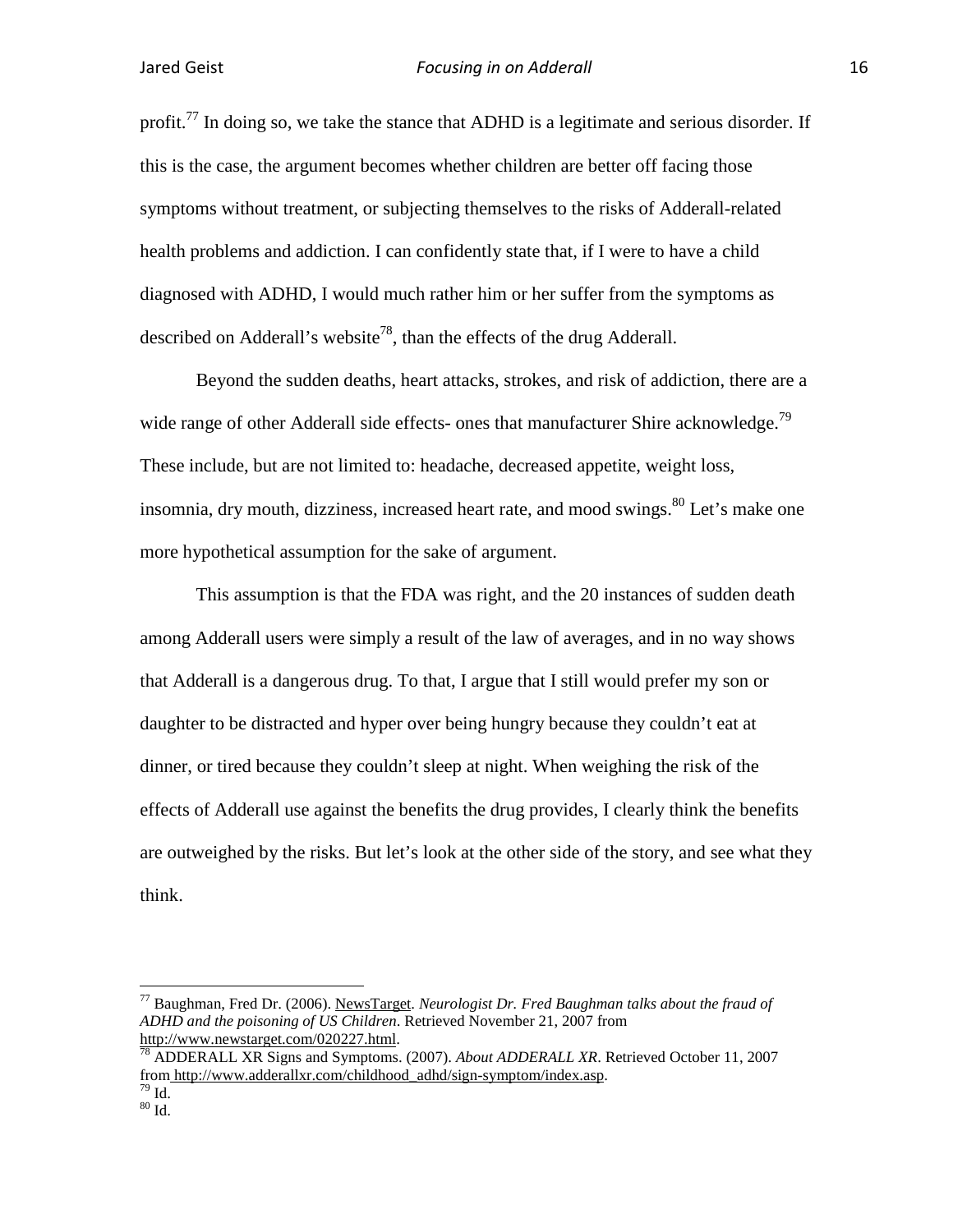profit.[77] In doing so, we take the stance that ADHD is a legitimate and serious disorder. If this is the case, the argument becomes whether children are better off facing those symptoms without treatment, or subjecting themselves to the risks of Adderall-related health problems and addiction. I can confidently state that, if I were to have a child diagnosed with ADHD, I would much rather him or her suffer from the symptoms as described on Adderall's website[78], than the effects of the drug Adderall.

Beyond the sudden deaths, heart attacks, strokes, and risk of addiction, there are a wide range of other Adderall side effects- ones that manufacturer Shire acknowledge.[79] These include, but are not limited to: headache, decreased appetite, weight loss, insomnia, dry mouth, dizziness, increased heart rate, and mood swings.[80] Let's make one more hypothetical assumption for the sake of argument.

This assumption is that the FDA was right, and the 20 instances of sudden death among Adderall users were simply a result of the law of averages, and in no way shows that Adderall is a dangerous drug. To that, I argue that I still would prefer my son or daughter to be distracted and hyper over being hungry because they couldn't eat at dinner, or tired because they couldn't sleep at night. When weighing the risk of the effects of Adderall use against the benefits the drug provides, I clearly think the benefits are outweighed by the risks. But let's look at the other side of the story, and see what they think.

---

[77] Baughman, Fred Dr. (2006). NewsTarget. *Neurologist Dr. Fred Baughman talks about the fraud of ADHD and the poisoning of US Children*. Retrieved November 21, 2007 from http://www.newstarget.com/020227.html.

[78] ADDERALL XR Signs and Symptoms. (2007). *About ADDERALL XR*. Retrieved October 11, 2007 from http://www.adderallxr.com/childhood_adhd/sign-symptom/index.asp.

[79] Id.

[80] Id.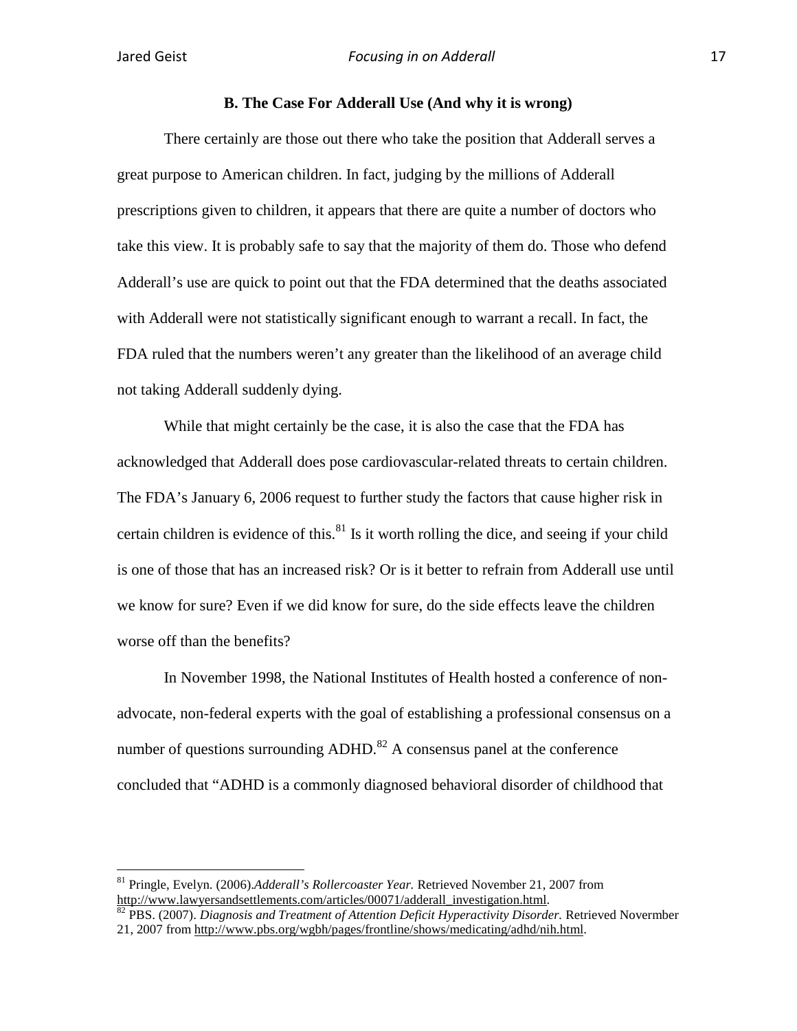### B. The Case For Adderall Use (And why it is wrong)

There certainly are those out there who take the position that Adderall serves a great purpose to American children. In fact, judging by the millions of Adderall prescriptions given to children, it appears that there are quite a number of doctors who take this view. It is probably safe to say that the majority of them do. Those who defend Adderall's use are quick to point out that the FDA determined that the deaths associated with Adderall were not statistically significant enough to warrant a recall. In fact, the FDA ruled that the numbers weren't any greater than the likelihood of an average child not taking Adderall suddenly dying.

While that might certainly be the case, it is also the case that the FDA has acknowledged that Adderall does pose cardiovascular-related threats to certain children. The FDA's January 6, 2006 request to further study the factors that cause higher risk in certain children is evidence of this.[81] Is it worth rolling the dice, and seeing if your child is one of those that has an increased risk? Or is it better to refrain from Adderall use until we know for sure? Even if we did know for sure, do the side effects leave the children worse off than the benefits?

In November 1998, the National Institutes of Health hosted a conference of non-advocate, non-federal experts with the goal of establishing a professional consensus on a number of questions surrounding ADHD.[82] A consensus panel at the conference concluded that "ADHD is a commonly diagnosed behavioral disorder of childhood that

---

[81] Pringle, Evelyn. (2006).*Adderall's Rollercoaster Year.* Retrieved November 21, 2007 from http://www.lawyersandsettlements.com/articles/00071/adderall_investigation.html.

[82] PBS. (2007). *Diagnosis and Treatment of Attention Deficit Hyperactivity Disorder.* Retrieved Novermber 21, 2007 from http://www.pbs.org/wgbh/pages/frontline/shows/medicating/adhd/nih.html.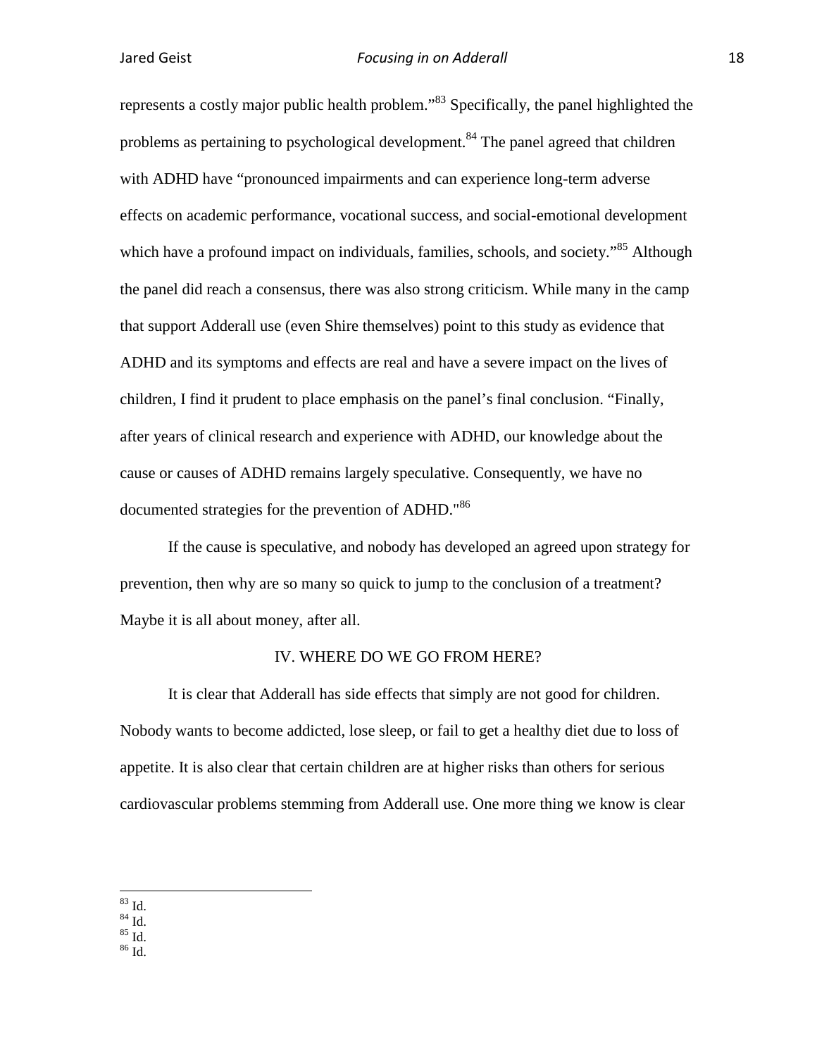represents a costly major public health problem."[83] Specifically, the panel highlighted the problems as pertaining to psychological development.[84] The panel agreed that children with ADHD have "pronounced impairments and can experience long-term adverse effects on academic performance, vocational success, and social-emotional development which have a profound impact on individuals, families, schools, and society."[85] Although the panel did reach a consensus, there was also strong criticism. While many in the camp that support Adderall use (even Shire themselves) point to this study as evidence that ADHD and its symptoms and effects are real and have a severe impact on the lives of children, I find it prudent to place emphasis on the panel's final conclusion. "Finally, after years of clinical research and experience with ADHD, our knowledge about the cause or causes of ADHD remains largely speculative. Consequently, we have no documented strategies for the prevention of ADHD."[86]

If the cause is speculative, and nobody has developed an agreed upon strategy for prevention, then why are so many so quick to jump to the conclusion of a treatment? Maybe it is all about money, after all.

## IV. WHERE DO WE GO FROM HERE?

It is clear that Adderall has side effects that simply are not good for children. Nobody wants to become addicted, lose sleep, or fail to get a healthy diet due to loss of appetite. It is also clear that certain children are at higher risks than others for serious cardiovascular problems stemming from Adderall use. One more thing we know is clear

---

[83] Id.
[84] Id.
[85] Id.
[86] Id.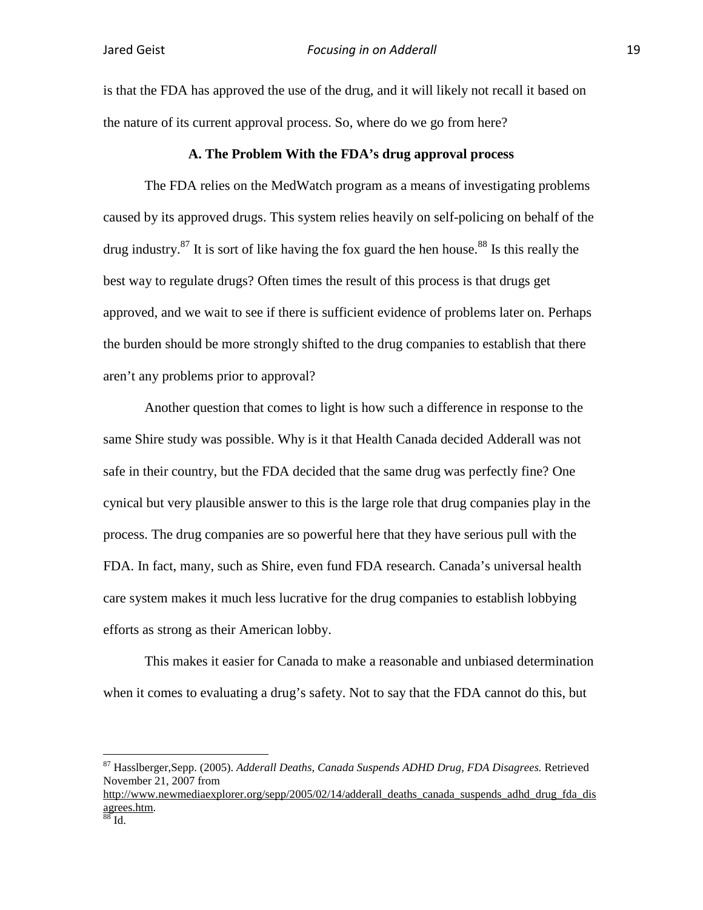is that the FDA has approved the use of the drug, and it will likely not recall it based on the nature of its current approval process. So, where do we go from here?

### A. The Problem With the FDA's drug approval process

The FDA relies on the MedWatch program as a means of investigating problems caused by its approved drugs. This system relies heavily on self-policing on behalf of the drug industry.[87] It is sort of like having the fox guard the hen house.[88] Is this really the best way to regulate drugs? Often times the result of this process is that drugs get approved, and we wait to see if there is sufficient evidence of problems later on. Perhaps the burden should be more strongly shifted to the drug companies to establish that there aren't any problems prior to approval?

Another question that comes to light is how such a difference in response to the same Shire study was possible. Why is it that Health Canada decided Adderall was not safe in their country, but the FDA decided that the same drug was perfectly fine? One cynical but very plausible answer to this is the large role that drug companies play in the process. The drug companies are so powerful here that they have serious pull with the FDA. In fact, many, such as Shire, even fund FDA research. Canada's universal health care system makes it much less lucrative for the drug companies to establish lobbying efforts as strong as their American lobby.

This makes it easier for Canada to make a reasonable and unbiased determination when it comes to evaluating a drug's safety. Not to say that the FDA cannot do this, but

---

[87] Hasslberger,Sepp. (2005). *Adderall Deaths, Canada Suspends ADHD Drug, FDA Disagrees.* Retrieved November 21, 2007 from http://www.newmediaexplorer.org/sepp/2005/02/14/adderall_deaths_canada_suspends_adhd_drug_fda_disagrees.htm.

[88] Id.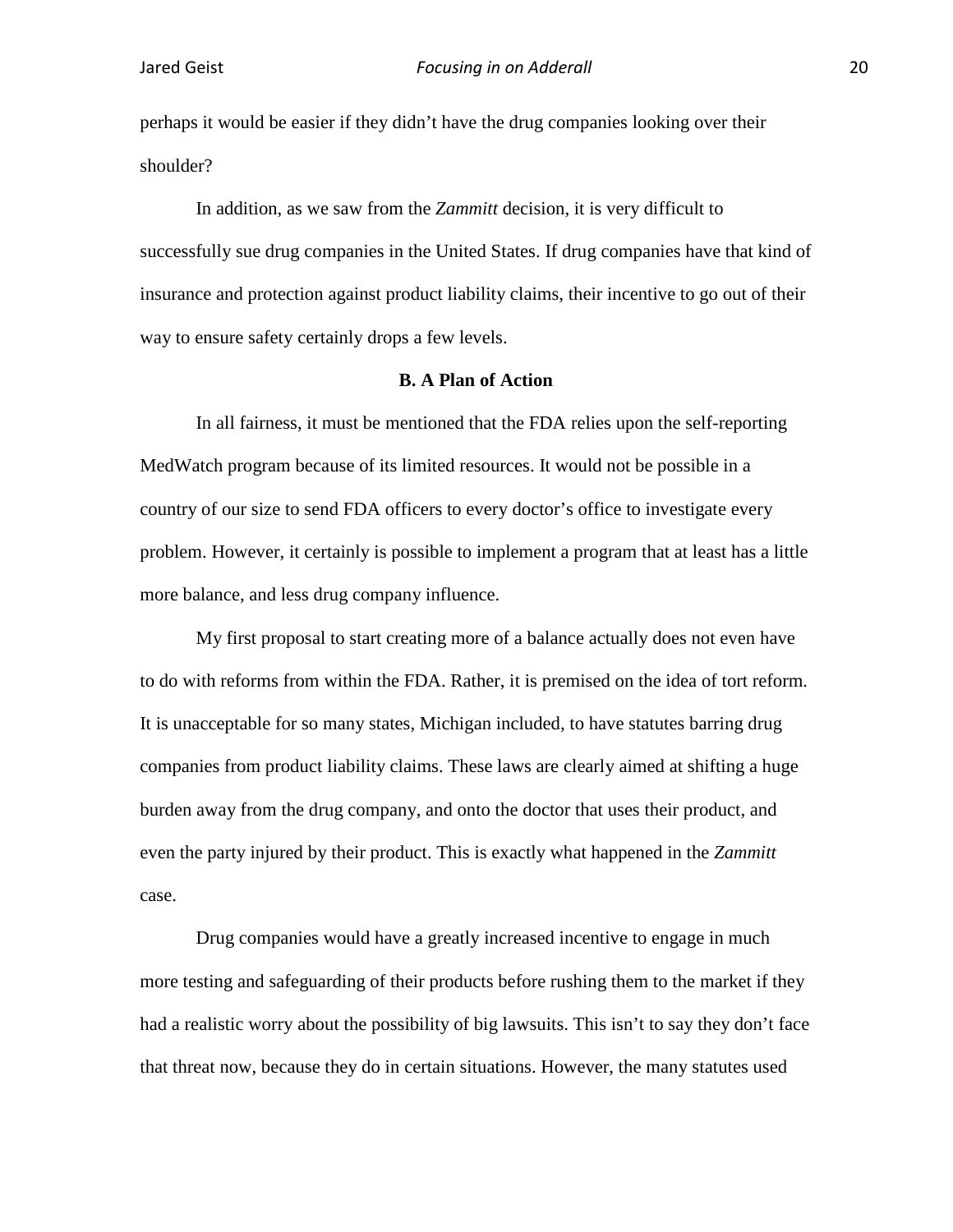perhaps it would be easier if they didn't have the drug companies looking over their shoulder?

In addition, as we saw from the *Zammitt* decision, it is very difficult to successfully sue drug companies in the United States. If drug companies have that kind of insurance and protection against product liability claims, their incentive to go out of their way to ensure safety certainly drops a few levels.

### B. A Plan of Action

In all fairness, it must be mentioned that the FDA relies upon the self-reporting MedWatch program because of its limited resources. It would not be possible in a country of our size to send FDA officers to every doctor's office to investigate every problem. However, it certainly is possible to implement a program that at least has a little more balance, and less drug company influence.

My first proposal to start creating more of a balance actually does not even have to do with reforms from within the FDA. Rather, it is premised on the idea of tort reform. It is unacceptable for so many states, Michigan included, to have statutes barring drug companies from product liability claims. These laws are clearly aimed at shifting a huge burden away from the drug company, and onto the doctor that uses their product, and even the party injured by their product. This is exactly what happened in the *Zammitt* case.

Drug companies would have a greatly increased incentive to engage in much more testing and safeguarding of their products before rushing them to the market if they had a realistic worry about the possibility of big lawsuits. This isn't to say they don't face that threat now, because they do in certain situations. However, the many statutes used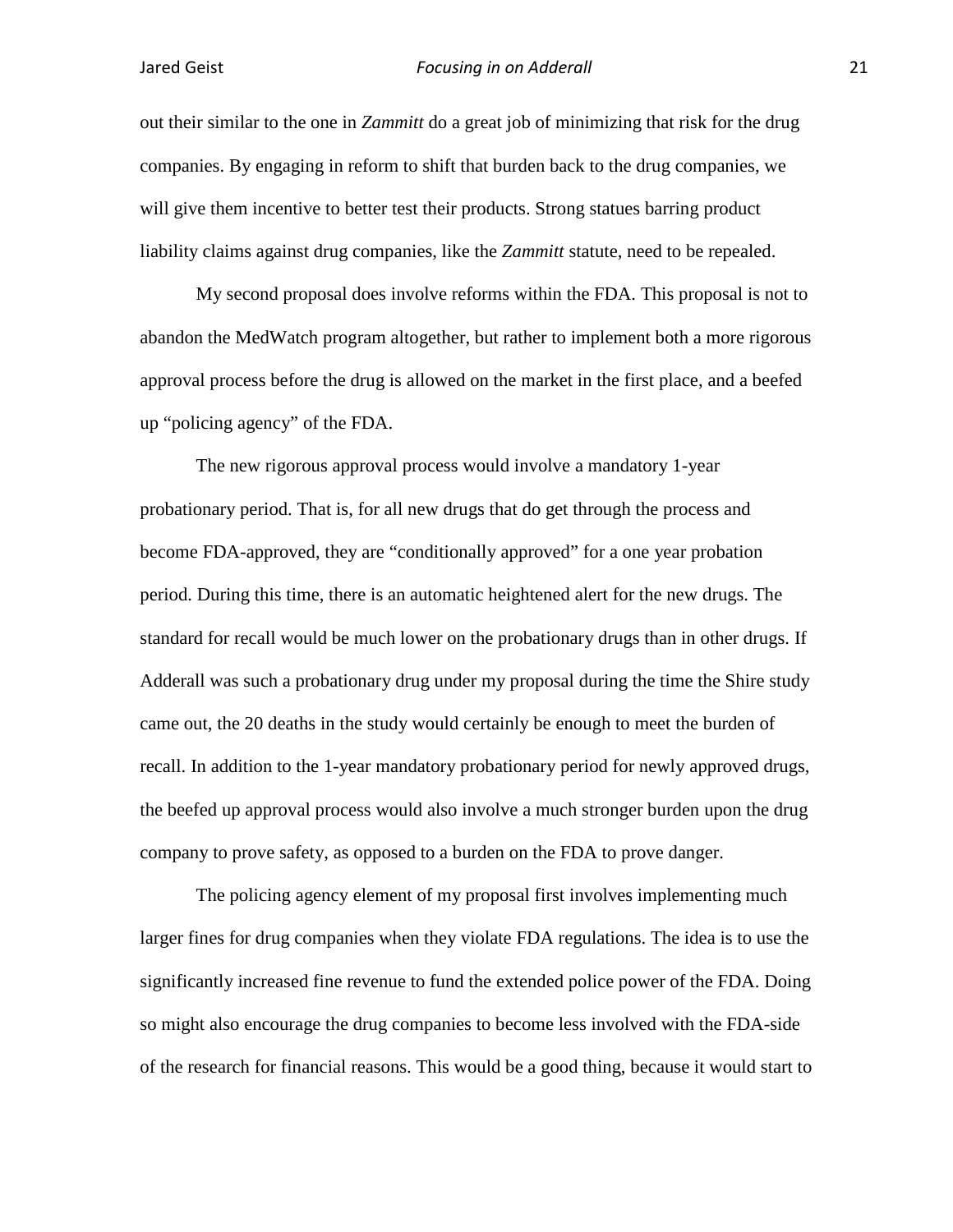out their similar to the one in *Zammitt* do a great job of minimizing that risk for the drug companies. By engaging in reform to shift that burden back to the drug companies, we will give them incentive to better test their products. Strong statues barring product liability claims against drug companies, like the *Zammitt* statute, need to be repealed.

My second proposal does involve reforms within the FDA. This proposal is not to abandon the MedWatch program altogether, but rather to implement both a more rigorous approval process before the drug is allowed on the market in the first place, and a beefed up "policing agency" of the FDA.

The new rigorous approval process would involve a mandatory 1-year probationary period. That is, for all new drugs that do get through the process and become FDA-approved, they are "conditionally approved" for a one year probation period. During this time, there is an automatic heightened alert for the new drugs. The standard for recall would be much lower on the probationary drugs than in other drugs. If Adderall was such a probationary drug under my proposal during the time the Shire study came out, the 20 deaths in the study would certainly be enough to meet the burden of recall. In addition to the 1-year mandatory probationary period for newly approved drugs, the beefed up approval process would also involve a much stronger burden upon the drug company to prove safety, as opposed to a burden on the FDA to prove danger.

The policing agency element of my proposal first involves implementing much larger fines for drug companies when they violate FDA regulations. The idea is to use the significantly increased fine revenue to fund the extended police power of the FDA. Doing so might also encourage the drug companies to become less involved with the FDA-side of the research for financial reasons. This would be a good thing, because it would start to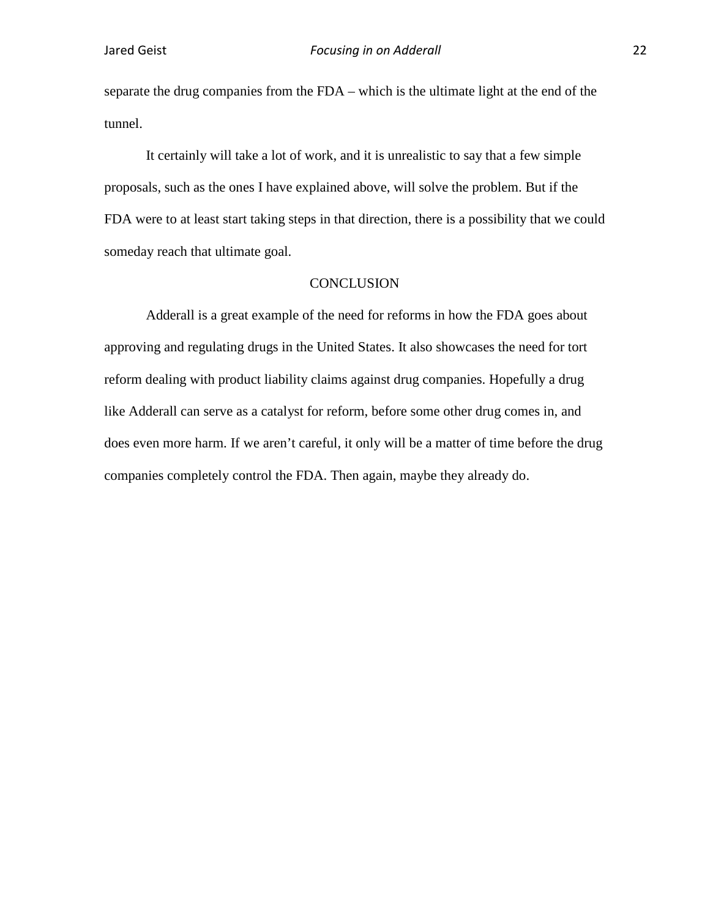separate the drug companies from the FDA – which is the ultimate light at the end of the tunnel.

It certainly will take a lot of work, and it is unrealistic to say that a few simple proposals, such as the ones I have explained above, will solve the problem. But if the FDA were to at least start taking steps in that direction, there is a possibility that we could someday reach that ultimate goal.

## CONCLUSION

Adderall is a great example of the need for reforms in how the FDA goes about approving and regulating drugs in the United States. It also showcases the need for tort reform dealing with product liability claims against drug companies. Hopefully a drug like Adderall can serve as a catalyst for reform, before some other drug comes in, and does even more harm. If we aren't careful, it only will be a matter of time before the drug companies completely control the FDA. Then again, maybe they already do.